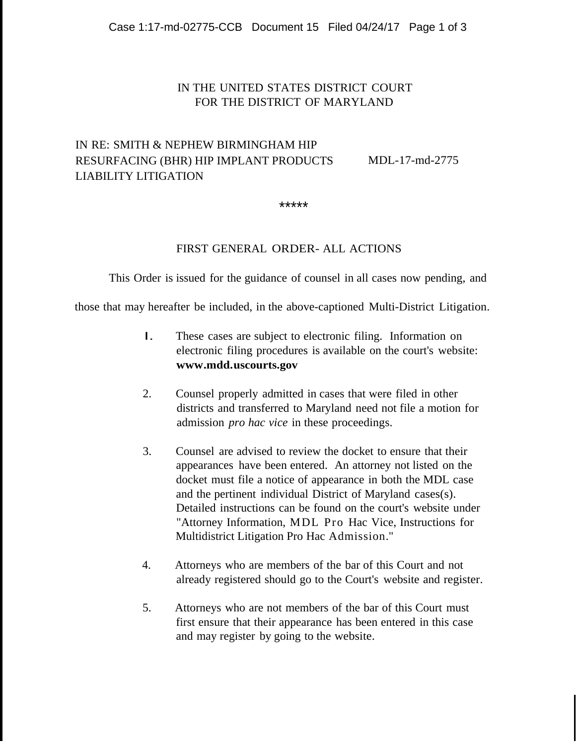IN THE UNITED STATES DISTRICT COURT
FOR THE DISTRICT OF MARYLAND

IN RE: SMITH & NEPHEW BIRMINGHAM HIP RESURFACING (BHR) HIP IMPLANT PRODUCTS LIABILITY LITIGATION

MDL-17-md-2775

*****

FIRST GENERAL ORDER- ALL ACTIONS

This Order is issued for the guidance of counsel in all cases now pending, and those that may hereafter be included, in the above-captioned Multi-District Litigation.

1. These cases are subject to electronic filing. Information on electronic filing procedures is available on the court's website: **www.mdd.uscourts.gov**

2. Counsel properly admitted in cases that were filed in other districts and transferred to Maryland need not file a motion for admission *pro hac vice* in these proceedings.

3. Counsel are advised to review the docket to ensure that their appearances have been entered. An attorney not listed on the docket must file a notice of appearance in both the MDL case and the pertinent individual District of Maryland cases(s). Detailed instructions can be found on the court's website under "Attorney Information, MDL Pro Hac Vice, Instructions for Multidistrict Litigation Pro Hac Admission."

4. Attorneys who are members of the bar of this Court and not already registered should go to the Court's website and register.

5. Attorneys who are not members of the bar of this Court must first ensure that their appearance has been entered in this case and may register by going to the website.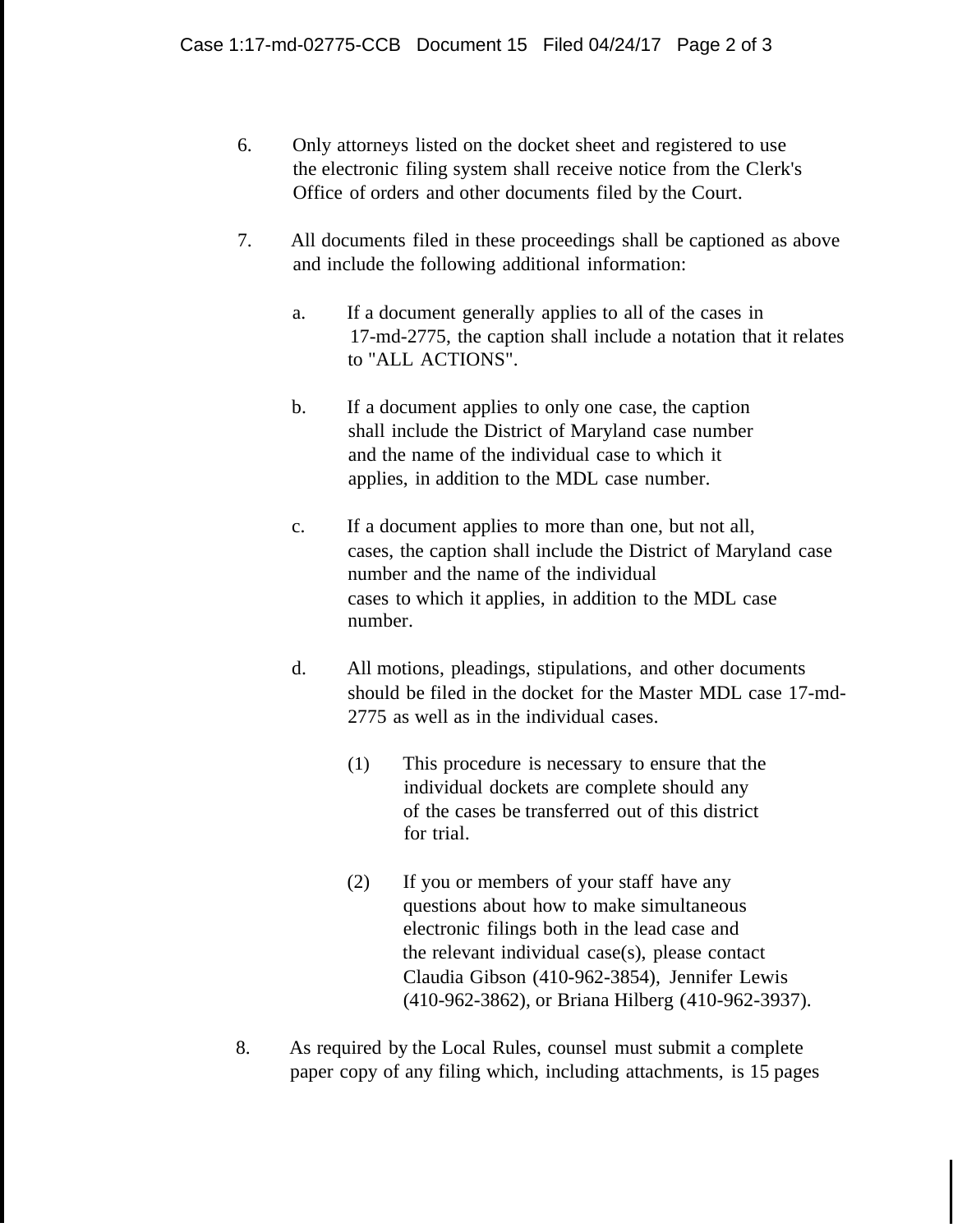6. Only attorneys listed on the docket sheet and registered to use the electronic filing system shall receive notice from the Clerk's Office of orders and other documents filed by the Court.

7. All documents filed in these proceedings shall be captioned as above and include the following additional information:

   a. If a document generally applies to all of the cases in 17-md-2775, the caption shall include a notation that it relates to "ALL ACTIONS".

   b. If a document applies to only one case, the caption shall include the District of Maryland case number and the name of the individual case to which it applies, in addition to the MDL case number.

   c. If a document applies to more than one, but not all, cases, the caption shall include the District of Maryland case number and the name of the individual cases to which it applies, in addition to the MDL case number.

   d. All motions, pleadings, stipulations, and other documents should be filed in the docket for the Master MDL case 17-md-2775 as well as in the individual cases.

      (1) This procedure is necessary to ensure that the individual dockets are complete should any of the cases be transferred out of this district for trial.

      (2) If you or members of your staff have any questions about how to make simultaneous electronic filings both in the lead case and the relevant individual case(s), please contact Claudia Gibson (410-962-3854), Jennifer Lewis (410-962-3862), or Briana Hilberg (410-962-3937).

8. As required by the Local Rules, counsel must submit a complete paper copy of any filing which, including attachments, is 15 pages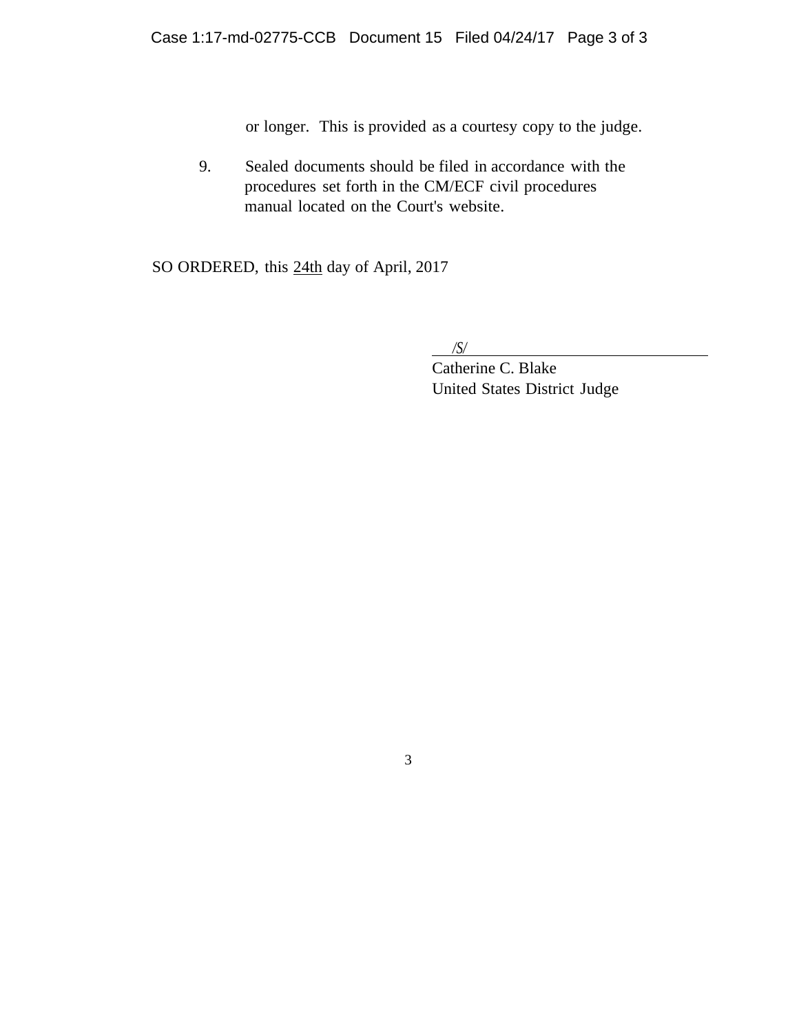or longer. This is provided as a courtesy copy to the judge.

9. Sealed documents should be filed in accordance with the procedures set forth in the CM/ECF civil procedures manual located on the Court's website.

SO ORDERED, this 24th day of April, 2017

/S/

Catherine C. Blake
United States District Judge